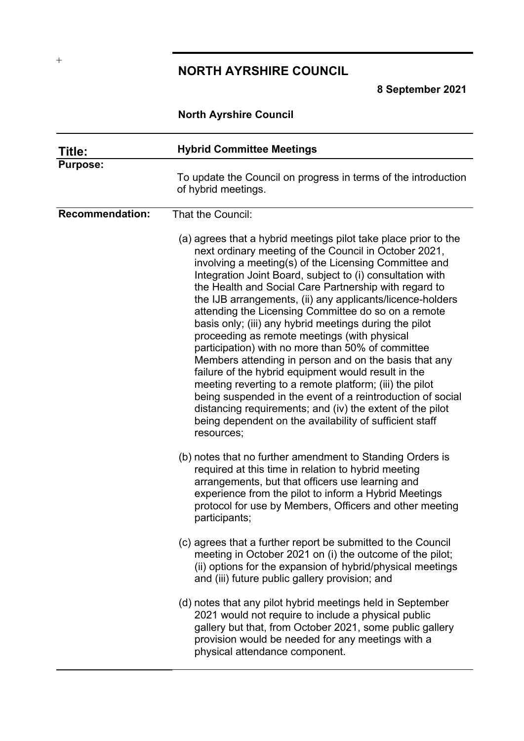# NORTH AYRSHIRE COUNCIL

**8 September 2021**

**North Ayrshire Council**

| | |
|---|---|
| **Title:** | **Hybrid Committee Meetings** |
| **Purpose:** | To update the Council on progress in terms of the introduction of hybrid meetings. |
| **Recommendation:** | That the Council: |

(a) agrees that a hybrid meetings pilot take place prior to the next ordinary meeting of the Council in October 2021, involving a meeting(s) of the Licensing Committee and Integration Joint Board, subject to (i) consultation with the Health and Social Care Partnership with regard to the IJB arrangements, (ii) any applicants/licence-holders attending the Licensing Committee do so on a remote basis only; (iii) any hybrid meetings during the pilot proceeding as remote meetings (with physical participation) with no more than 50% of committee Members attending in person and on the basis that any failure of the hybrid equipment would result in the meeting reverting to a remote platform; (iii) the pilot being suspended in the event of a reintroduction of social distancing requirements; and (iv) the extent of the pilot being dependent on the availability of sufficient staff resources;

(b) notes that no further amendment to Standing Orders is required at this time in relation to hybrid meeting arrangements, but that officers use learning and experience from the pilot to inform a Hybrid Meetings protocol for use by Members, Officers and other meeting participants;

(c) agrees that a further report be submitted to the Council meeting in October 2021 on (i) the outcome of the pilot; (ii) options for the expansion of hybrid/physical meetings and (iii) future public gallery provision; and

(d) notes that any pilot hybrid meetings held in September 2021 would not require to include a physical public gallery but that, from October 2021, some public gallery provision would be needed for any meetings with a physical attendance component.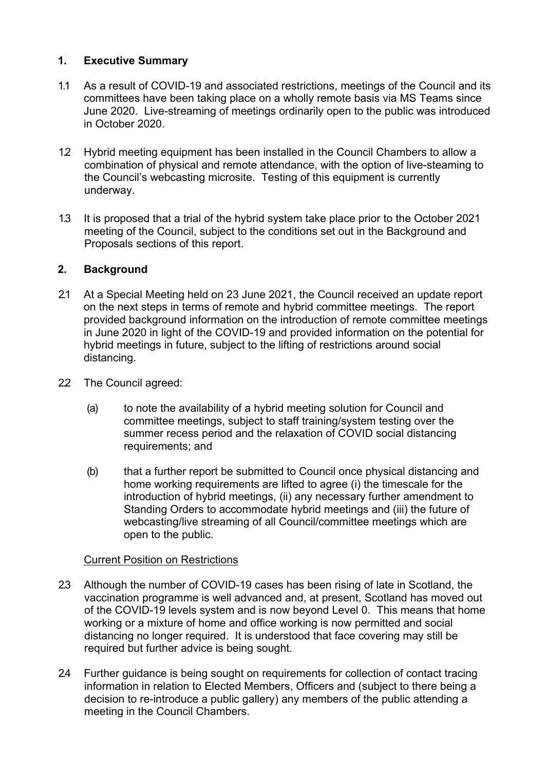## 1. Executive Summary

1.1 As a result of COVID-19 and associated restrictions, meetings of the Council and its committees have been taking place on a wholly remote basis via MS Teams since June 2020. Live-streaming of meetings ordinarily open to the public was introduced in October 2020.

1.2 Hybrid meeting equipment has been installed in the Council Chambers to allow a combination of physical and remote attendance, with the option of live-steaming to the Council's webcasting microsite. Testing of this equipment is currently underway.

1.3 It is proposed that a trial of the hybrid system take place prior to the October 2021 meeting of the Council, subject to the conditions set out in the Background and Proposals sections of this report.

## 2. Background

2.1 At a Special Meeting held on 23 June 2021, the Council received an update report on the next steps in terms of remote and hybrid committee meetings. The report provided background information on the introduction of remote committee meetings in June 2020 in light of the COVID-19 and provided information on the potential for hybrid meetings in future, subject to the lifting of restrictions around social distancing.

2.2 The Council agreed:

(a) to note the availability of a hybrid meeting solution for Council and committee meetings, subject to staff training/system testing over the summer recess period and the relaxation of COVID social distancing requirements; and

(b) that a further report be submitted to Council once physical distancing and home working requirements are lifted to agree (i) the timescale for the introduction of hybrid meetings, (ii) any necessary further amendment to Standing Orders to accommodate hybrid meetings and (iii) the future of webcasting/live streaming of all Council/committee meetings which are open to the public.

Current Position on Restrictions

2.3 Although the number of COVID-19 cases has been rising of late in Scotland, the vaccination programme is well advanced and, at present, Scotland has moved out of the COVID-19 levels system and is now beyond Level 0. This means that home working or a mixture of home and office working is now permitted and social distancing no longer required. It is understood that face covering may still be required but further advice is being sought.

2.4 Further guidance is being sought on requirements for collection of contact tracing information in relation to Elected Members, Officers and (subject to there being a decision to re-introduce a public gallery) any members of the public attending a meeting in the Council Chambers.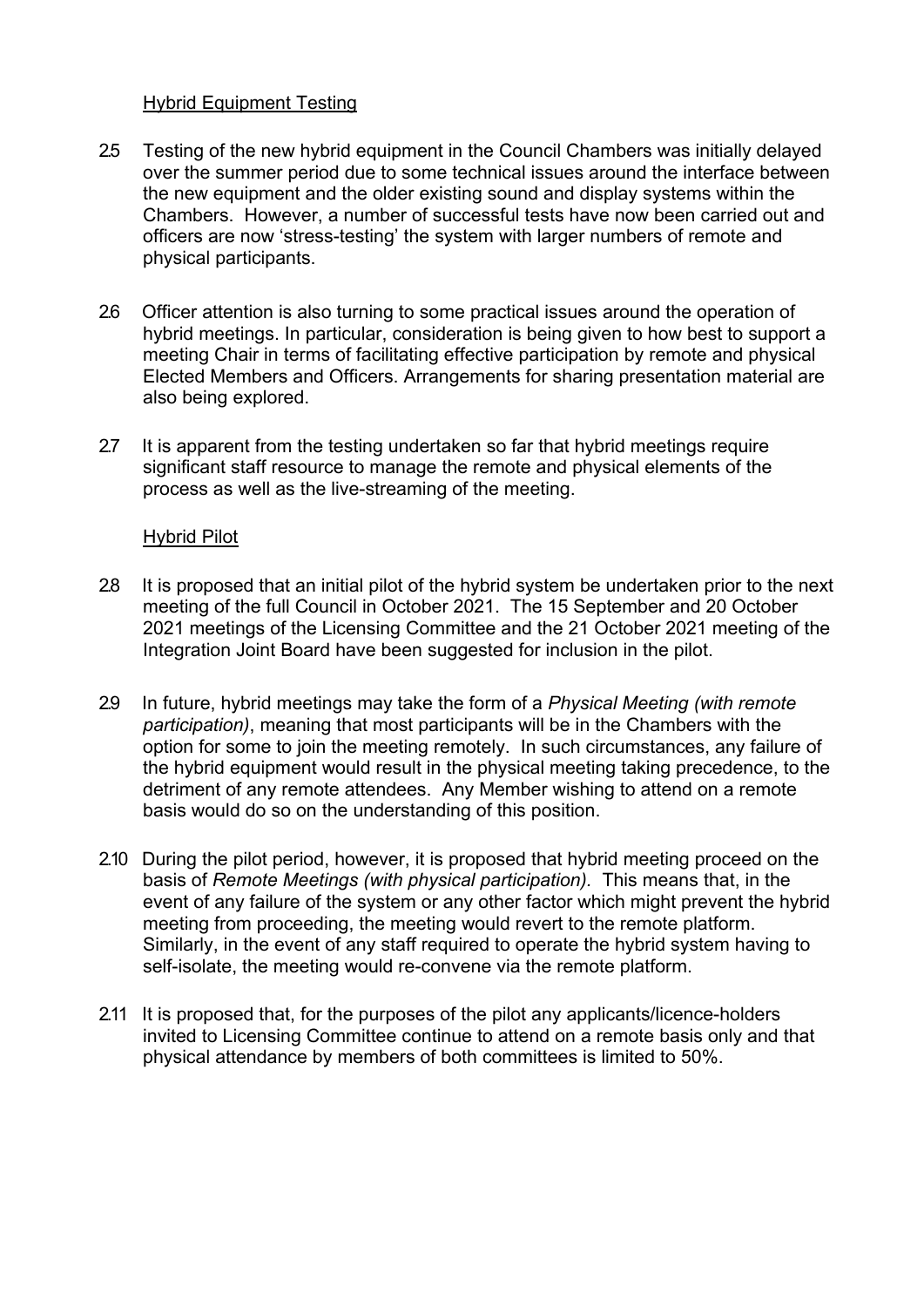<u>Hybrid Equipment Testing</u>

2.5 Testing of the new hybrid equipment in the Council Chambers was initially delayed over the summer period due to some technical issues around the interface between the new equipment and the older existing sound and display systems within the Chambers. However, a number of successful tests have now been carried out and officers are now 'stress-testing' the system with larger numbers of remote and physical participants.

2.6 Officer attention is also turning to some practical issues around the operation of hybrid meetings. In particular, consideration is being given to how best to support a meeting Chair in terms of facilitating effective participation by remote and physical Elected Members and Officers. Arrangements for sharing presentation material are also being explored.

2.7 It is apparent from the testing undertaken so far that hybrid meetings require significant staff resource to manage the remote and physical elements of the process as well as the live-streaming of the meeting.

<u>Hybrid Pilot</u>

2.8 It is proposed that an initial pilot of the hybrid system be undertaken prior to the next meeting of the full Council in October 2021. The 15 September and 20 October 2021 meetings of the Licensing Committee and the 21 October 2021 meeting of the Integration Joint Board have been suggested for inclusion in the pilot.

2.9 In future, hybrid meetings may take the form of a *Physical Meeting (with remote participation)*, meaning that most participants will be in the Chambers with the option for some to join the meeting remotely. In such circumstances, any failure of the hybrid equipment would result in the physical meeting taking precedence, to the detriment of any remote attendees. Any Member wishing to attend on a remote basis would do so on the understanding of this position.

2.10 During the pilot period, however, it is proposed that hybrid meeting proceed on the basis of *Remote Meetings (with physical participation).* This means that, in the event of any failure of the system or any other factor which might prevent the hybrid meeting from proceeding, the meeting would revert to the remote platform. Similarly, in the event of any staff required to operate the hybrid system having to self-isolate, the meeting would re-convene via the remote platform.

2.11 It is proposed that, for the purposes of the pilot any applicants/licence-holders invited to Licensing Committee continue to attend on a remote basis only and that physical attendance by members of both committees is limited to 50%.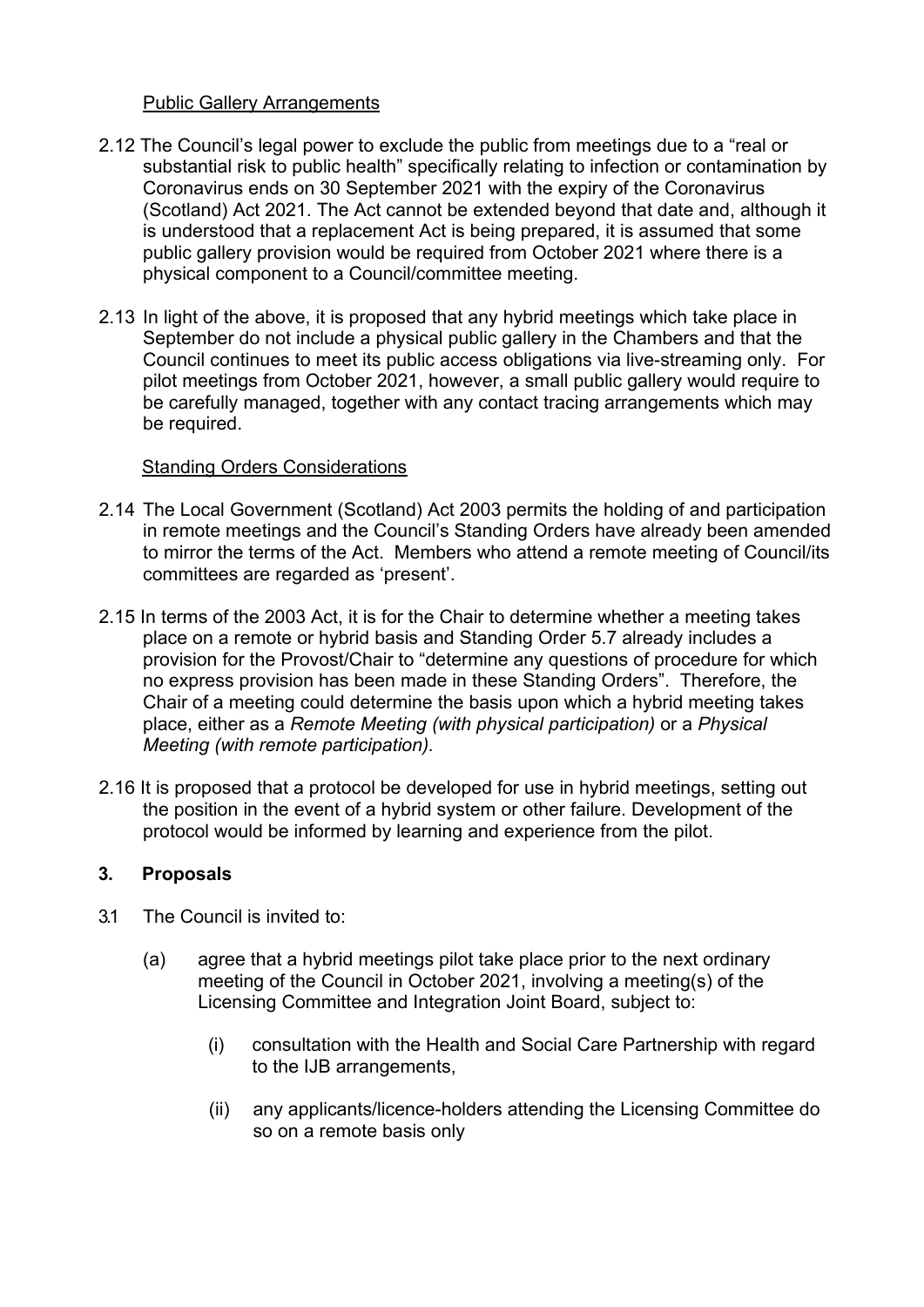Public Gallery Arrangements

2.12 The Council's legal power to exclude the public from meetings due to a "real or substantial risk to public health" specifically relating to infection or contamination by Coronavirus ends on 30 September 2021 with the expiry of the Coronavirus (Scotland) Act 2021. The Act cannot be extended beyond that date and, although it is understood that a replacement Act is being prepared, it is assumed that some public gallery provision would be required from October 2021 where there is a physical component to a Council/committee meeting.

2.13 In light of the above, it is proposed that any hybrid meetings which take place in September do not include a physical public gallery in the Chambers and that the Council continues to meet its public access obligations via live-streaming only. For pilot meetings from October 2021, however, a small public gallery would require to be carefully managed, together with any contact tracing arrangements which may be required.

Standing Orders Considerations

2.14 The Local Government (Scotland) Act 2003 permits the holding of and participation in remote meetings and the Council's Standing Orders have already been amended to mirror the terms of the Act. Members who attend a remote meeting of Council/its committees are regarded as 'present'.

2.15 In terms of the 2003 Act, it is for the Chair to determine whether a meeting takes place on a remote or hybrid basis and Standing Order 5.7 already includes a provision for the Provost/Chair to "determine any questions of procedure for which no express provision has been made in these Standing Orders". Therefore, the Chair of a meeting could determine the basis upon which a hybrid meeting takes place, either as a *Remote Meeting (with physical participation)* or a *Physical Meeting (with remote participation).*

2.16 It is proposed that a protocol be developed for use in hybrid meetings, setting out the position in the event of a hybrid system or other failure. Development of the protocol would be informed by learning and experience from the pilot.

## 3. Proposals

3.1 The Council is invited to:

(a) agree that a hybrid meetings pilot take place prior to the next ordinary meeting of the Council in October 2021, involving a meeting(s) of the Licensing Committee and Integration Joint Board, subject to:

(i) consultation with the Health and Social Care Partnership with regard to the IJB arrangements,

(ii) any applicants/licence-holders attending the Licensing Committee do so on a remote basis only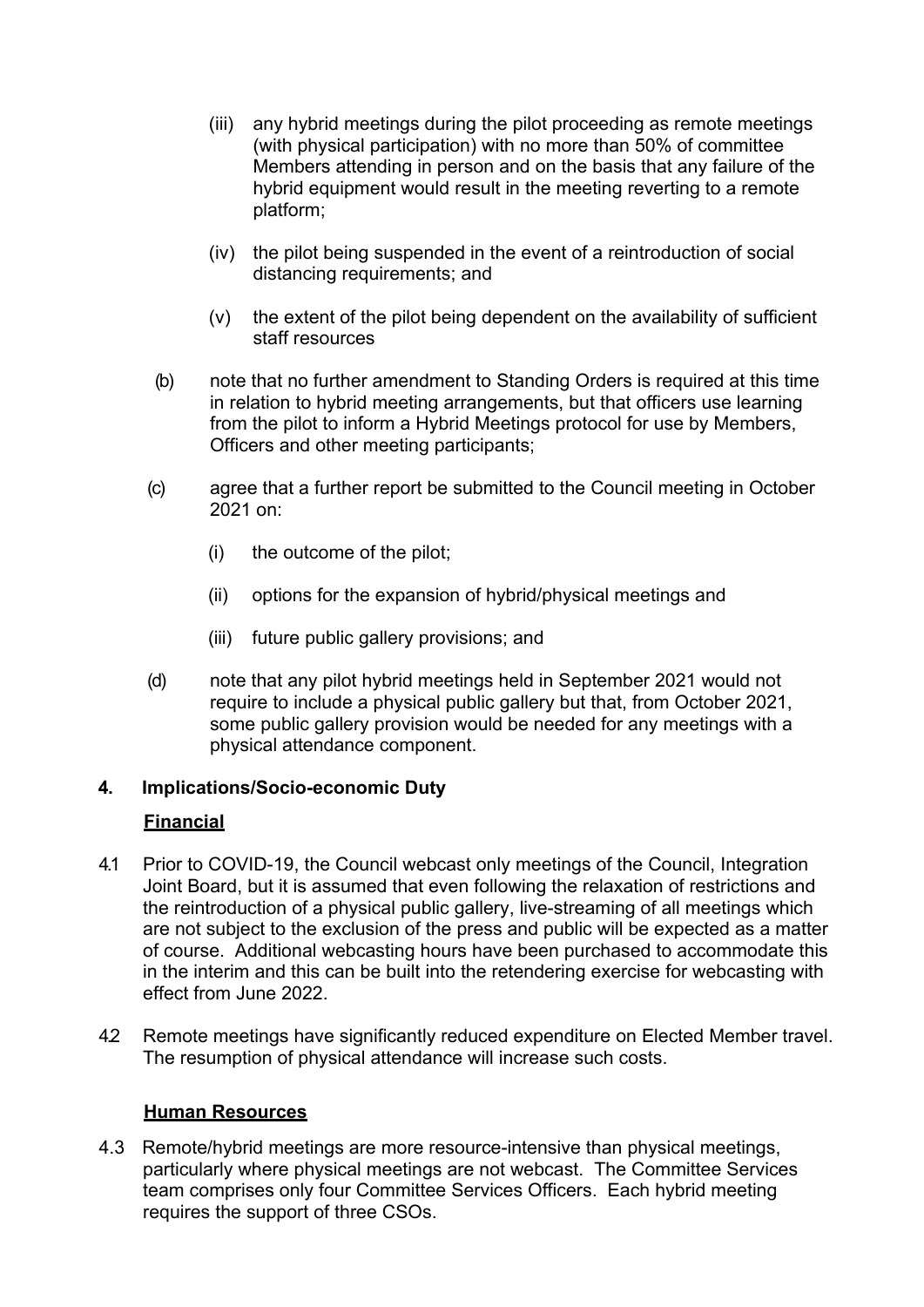(iii) any hybrid meetings during the pilot proceeding as remote meetings (with physical participation) with no more than 50% of committee Members attending in person and on the basis that any failure of the hybrid equipment would result in the meeting reverting to a remote platform;

(iv) the pilot being suspended in the event of a reintroduction of social distancing requirements; and

(v) the extent of the pilot being dependent on the availability of sufficient staff resources

(b) note that no further amendment to Standing Orders is required at this time in relation to hybrid meeting arrangements, but that officers use learning from the pilot to inform a Hybrid Meetings protocol for use by Members, Officers and other meeting participants;

(c) agree that a further report be submitted to the Council meeting in October 2021 on:

(i) the outcome of the pilot;

(ii) options for the expansion of hybrid/physical meetings and

(iii) future public gallery provisions; and

(d) note that any pilot hybrid meetings held in September 2021 would not require to include a physical public gallery but that, from October 2021, some public gallery provision would be needed for any meetings with a physical attendance component.

## 4. Implications/Socio-economic Duty

### Financial

4.1 Prior to COVID-19, the Council webcast only meetings of the Council, Integration Joint Board, but it is assumed that even following the relaxation of restrictions and the reintroduction of a physical public gallery, live-streaming of all meetings which are not subject to the exclusion of the press and public will be expected as a matter of course. Additional webcasting hours have been purchased to accommodate this in the interim and this can be built into the retendering exercise for webcasting with effect from June 2022.

4.2 Remote meetings have significantly reduced expenditure on Elected Member travel. The resumption of physical attendance will increase such costs.

### Human Resources

4.3 Remote/hybrid meetings are more resource-intensive than physical meetings, particularly where physical meetings are not webcast. The Committee Services team comprises only four Committee Services Officers. Each hybrid meeting requires the support of three CSOs.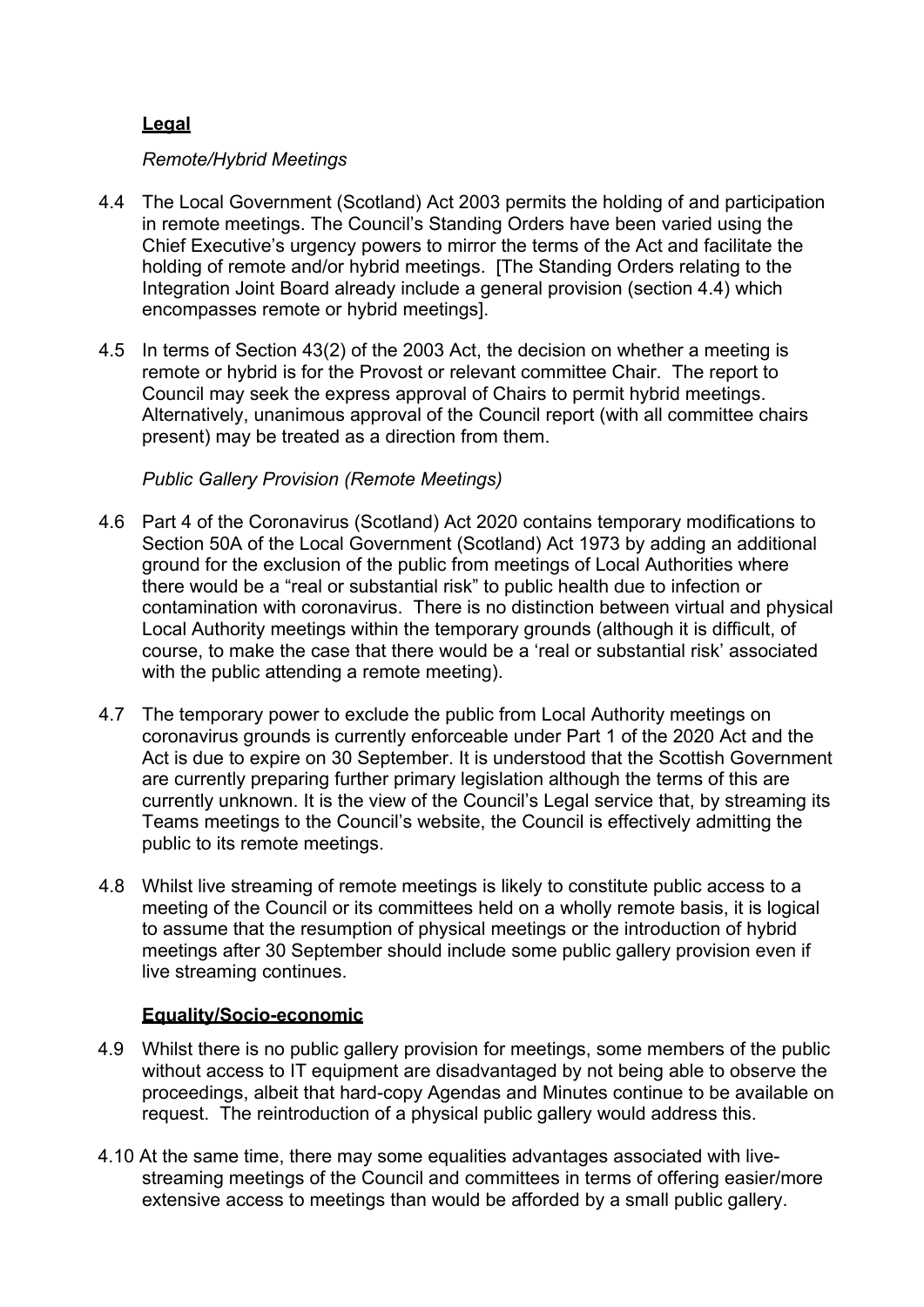## **Legal**

*Remote/Hybrid Meetings*

4.4 The Local Government (Scotland) Act 2003 permits the holding of and participation in remote meetings. The Council's Standing Orders have been varied using the Chief Executive's urgency powers to mirror the terms of the Act and facilitate the holding of remote and/or hybrid meetings. [The Standing Orders relating to the Integration Joint Board already include a general provision (section 4.4) which encompasses remote or hybrid meetings].

4.5 In terms of Section 43(2) of the 2003 Act, the decision on whether a meeting is remote or hybrid is for the Provost or relevant committee Chair. The report to Council may seek the express approval of Chairs to permit hybrid meetings. Alternatively, unanimous approval of the Council report (with all committee chairs present) may be treated as a direction from them.

*Public Gallery Provision (Remote Meetings)*

4.6 Part 4 of the Coronavirus (Scotland) Act 2020 contains temporary modifications to Section 50A of the Local Government (Scotland) Act 1973 by adding an additional ground for the exclusion of the public from meetings of Local Authorities where there would be a "real or substantial risk" to public health due to infection or contamination with coronavirus. There is no distinction between virtual and physical Local Authority meetings within the temporary grounds (although it is difficult, of course, to make the case that there would be a 'real or substantial risk' associated with the public attending a remote meeting).

4.7 The temporary power to exclude the public from Local Authority meetings on coronavirus grounds is currently enforceable under Part 1 of the 2020 Act and the Act is due to expire on 30 September. It is understood that the Scottish Government are currently preparing further primary legislation although the terms of this are currently unknown. It is the view of the Council's Legal service that, by streaming its Teams meetings to the Council's website, the Council is effectively admitting the public to its remote meetings.

4.8 Whilst live streaming of remote meetings is likely to constitute public access to a meeting of the Council or its committees held on a wholly remote basis, it is logical to assume that the resumption of physical meetings or the introduction of hybrid meetings after 30 September should include some public gallery provision even if live streaming continues.

## **Equality/Socio-economic**

4.9 Whilst there is no public gallery provision for meetings, some members of the public without access to IT equipment are disadvantaged by not being able to observe the proceedings, albeit that hard-copy Agendas and Minutes continue to be available on request. The reintroduction of a physical public gallery would address this.

4.10 At the same time, there may some equalities advantages associated with live-streaming meetings of the Council and committees in terms of offering easier/more extensive access to meetings than would be afforded by a small public gallery.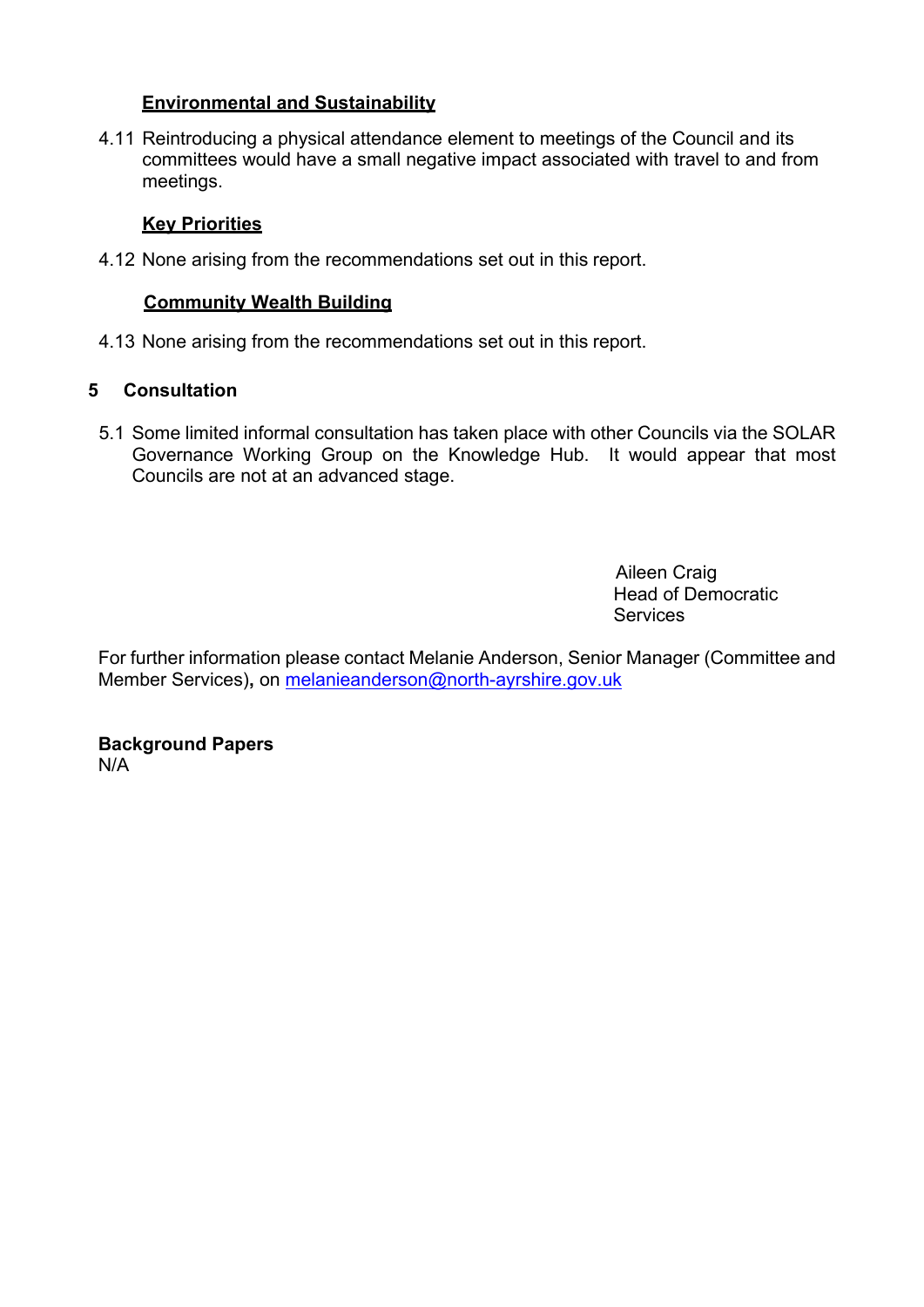**Environmental and Sustainability**

4.11 Reintroducing a physical attendance element to meetings of the Council and its committees would have a small negative impact associated with travel to and from meetings.

**Key Priorities**

4.12 None arising from the recommendations set out in this report.

**Community Wealth Building**

4.13 None arising from the recommendations set out in this report.

## 5 Consultation

5.1 Some limited informal consultation has taken place with other Councils via the SOLAR Governance Working Group on the Knowledge Hub. It would appear that most Councils are not at an advanced stage.

Aileen Craig
Head of Democratic Services

For further information please contact Melanie Anderson, Senior Manager (Committee and Member Services), on melanieanderson@north-ayrshire.gov.uk

**Background Papers**
N/A